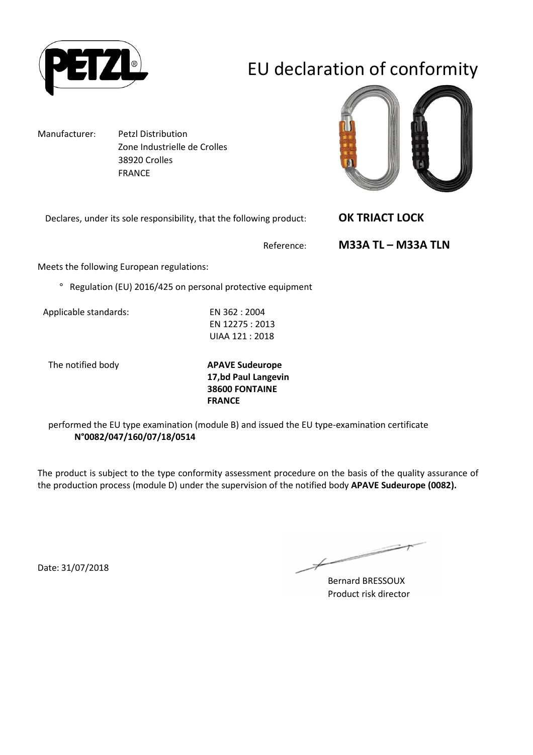# EU declaration of conformity

Manufacturer: Petzl Distribution
Zone Industrielle de Crolles
38920 Crolles
FRANCE

Declares, under its sole responsibility, that the following product: **OK TRIACT LOCK**

Reference: **M33A TL – M33A TLN**

Meets the following European regulations:

- Regulation (EU) 2016/425 on personal protective equipment

Applicable standards:
EN 362 : 2004
EN 12275 : 2013
UIAA 121 : 2018

The notified body
**APAVE Sudeurope**
**17,bd Paul Langevin**
**38600 FONTAINE**
**FRANCE**

performed the EU type examination (module B) and issued the EU type-examination certificate **N°0082/047/160/07/18/0514**

The product is subject to the type conformity assessment procedure on the basis of the quality assurance of the production process (module D) under the supervision of the notified body **APAVE Sudeurope (0082).**

Date: 31/07/2018

Bernard BRESSOUX
Product risk director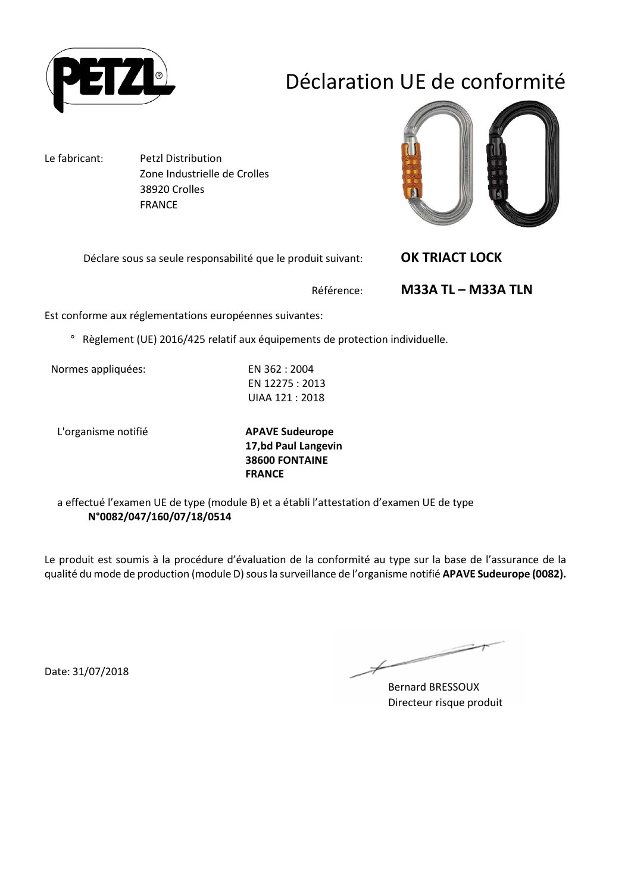# Déclaration UE de conformité

Le fabricant: Petzl Distribution
Zone Industrielle de Crolles
38920 Crolles
FRANCE

Déclare sous sa seule responsabilité que le produit suivant: **OK TRIACT LOCK**

Référence: **M33A TL – M33A TLN**

Est conforme aux réglementations européennes suivantes:

° Règlement (UE) 2016/425 relatif aux équipements de protection individuelle.

Normes appliquées: EN 362 : 2004
EN 12275 : 2013
UIAA 121 : 2018

L'organisme notifié **APAVE Sudeurope**
**17,bd Paul Langevin**
**38600 FONTAINE**
**FRANCE**

a effectué l'examen UE de type (module B) et a établi l'attestation d'examen UE de type
**N°0082/047/160/07/18/0514**

Le produit est soumis à la procédure d'évaluation de la conformité au type sur la base de l'assurance de la qualité du mode de production (module D) sous la surveillance de l'organisme notifié **APAVE Sudeurope (0082).**

Date: 31/07/2018

Bernard BRESSOUX
Directeur risque produit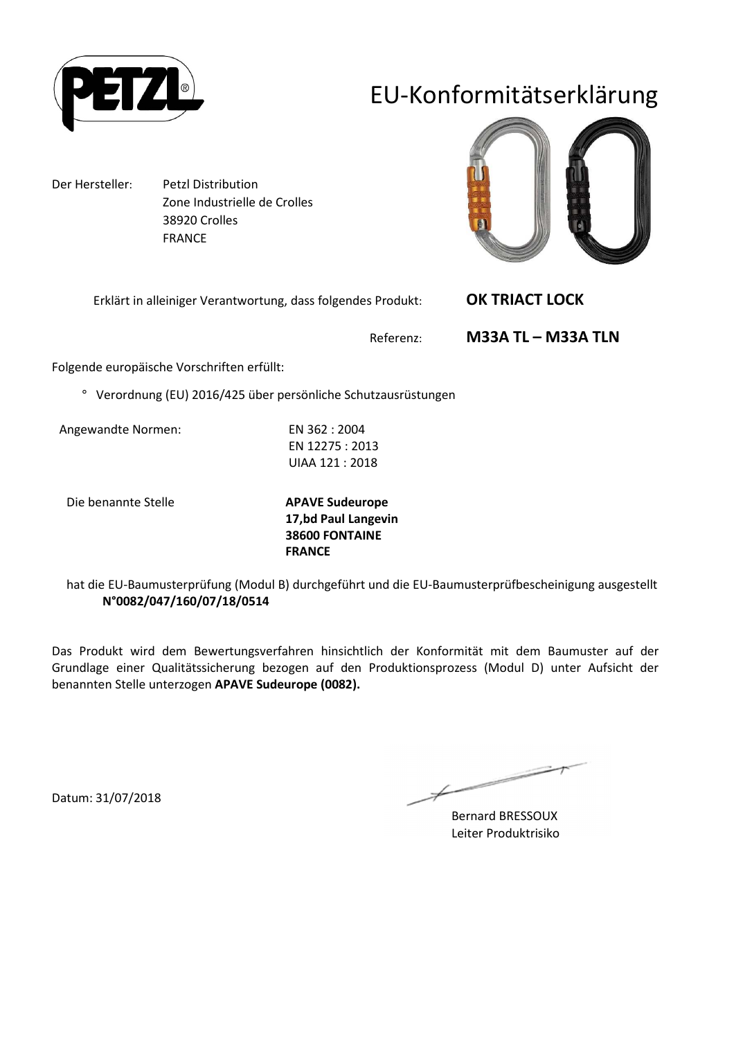# EU-Konformitätserklärung

Der Hersteller: Petzl Distribution
Zone Industrielle de Crolles
38920 Crolles
FRANCE

Erklärt in alleiniger Verantwortung, dass folgendes Produkt: **OK TRIACT LOCK**

Referenz: **M33A TL – M33A TLN**

Folgende europäische Vorschriften erfüllt:

° Verordnung (EU) 2016/425 über persönliche Schutzausrüstungen

Angewandte Normen:
EN 362 : 2004
EN 12275 : 2013
UIAA 121 : 2018

Die benannte Stelle
**APAVE Sudeurope**
**17,bd Paul Langevin**
**38600 FONTAINE**
**FRANCE**

hat die EU-Baumusterprüfung (Modul B) durchgeführt und die EU-Baumusterprüfbescheinigung ausgestellt
**N°0082/047/160/07/18/0514**

Das Produkt wird dem Bewertungsverfahren hinsichtlich der Konformität mit dem Baumuster auf der Grundlage einer Qualitätssicherung bezogen auf den Produktionsprozess (Modul D) unter Aufsicht der benannten Stelle unterzogen **APAVE Sudeurope (0082).**

Datum: 31/07/2018

Bernard BRESSOUX
Leiter Produktrisiko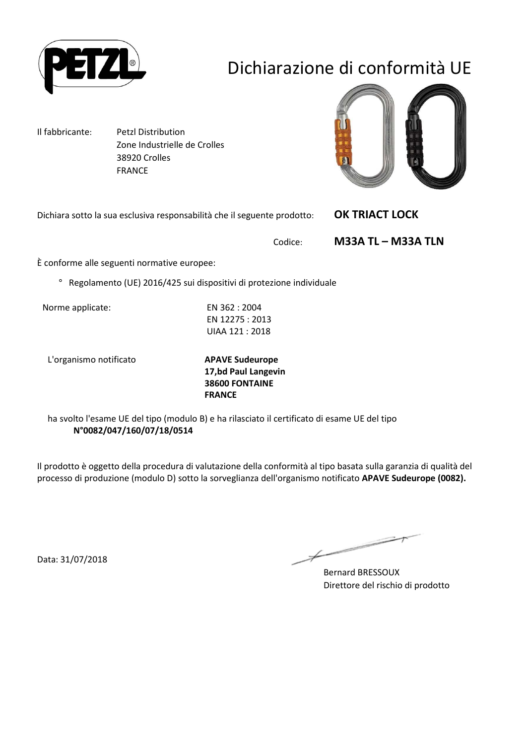# Dichiarazione di conformità UE

Il fabbricante: Petzl Distribution
Zone Industrielle de Crolles
38920 Crolles
FRANCE

Dichiara sotto la sua esclusiva responsabilità che il seguente prodotto: **OK TRIACT LOCK**

Codice: **M33A TL – M33A TLN**

È conforme alle seguenti normative europee:

° Regolamento (UE) 2016/425 sui dispositivi di protezione individuale

Norme applicate:
EN 362 : 2004
EN 12275 : 2013
UIAA 121 : 2018

L'organismo notificato
**APAVE Sudeurope**
**17,bd Paul Langevin**
**38600 FONTAINE**
**FRANCE**

ha svolto l'esame UE del tipo (modulo B) e ha rilasciato il certificato di esame UE del tipo
**N°0082/047/160/07/18/0514**

Il prodotto è oggetto della procedura di valutazione della conformità al tipo basata sulla garanzia di qualità del processo di produzione (modulo D) sotto la sorveglianza dell'organismo notificato **APAVE Sudeurope (0082).**

Data: 31/07/2018

Bernard BRESSOUX
Direttore del rischio di prodotto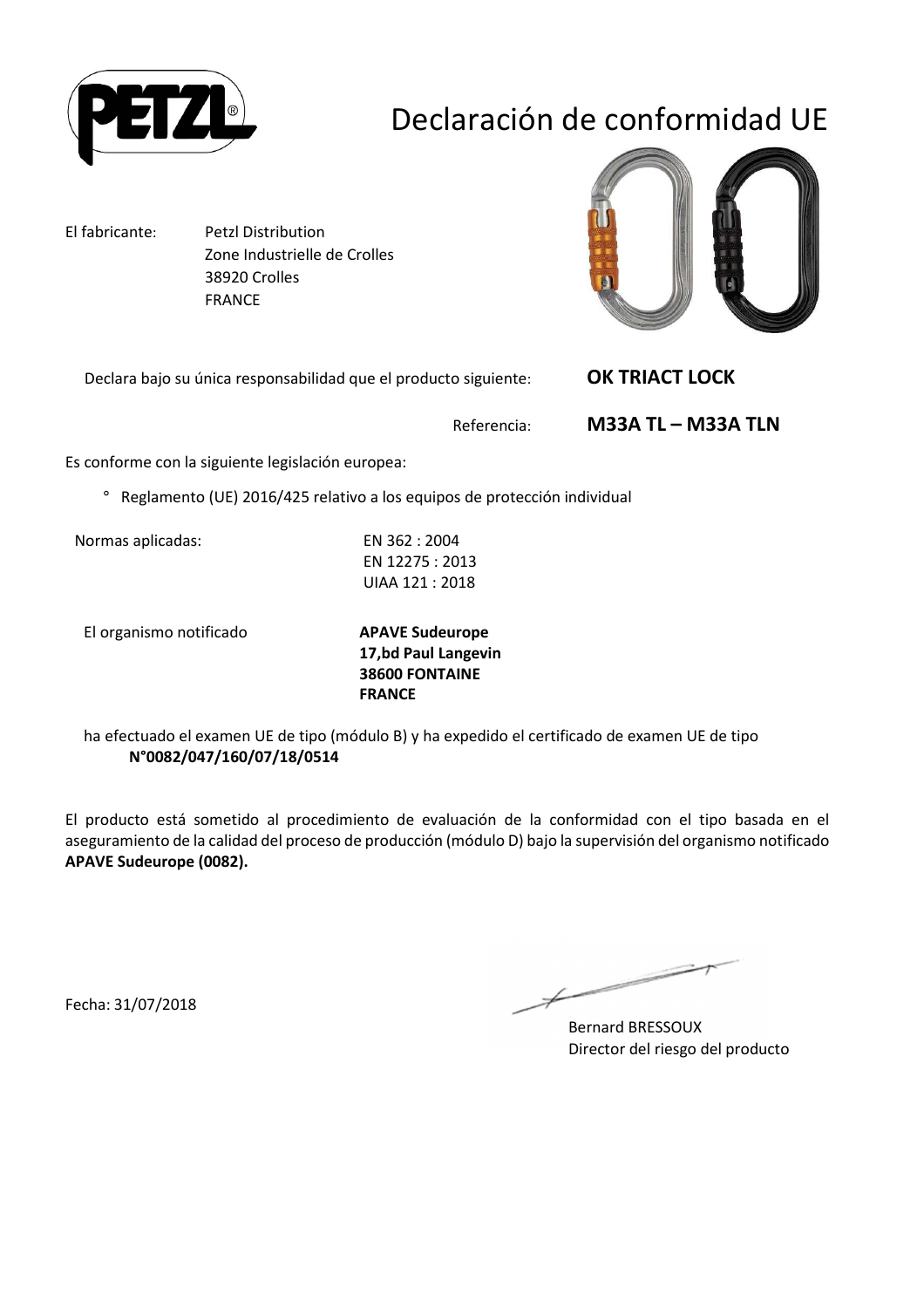# Declaración de conformidad UE

El fabricante: Petzl Distribution
Zone Industrielle de Crolles
38920 Crolles
FRANCE

Declara bajo su única responsabilidad que el producto siguiente: **OK TRIACT LOCK**

Referencia: **M33A TL – M33A TLN**

Es conforme con la siguiente legislación europea:

° Reglamento (UE) 2016/425 relativo a los equipos de protección individual

Normas aplicadas: EN 362 : 2004
EN 12275 : 2013
UIAA 121 : 2018

El organismo notificado **APAVE Sudeurope**
**17,bd Paul Langevin**
**38600 FONTAINE**
**FRANCE**

ha efectuado el examen UE de tipo (módulo B) y ha expedido el certificado de examen UE de tipo **N°0082/047/160/07/18/0514**

El producto está sometido al procedimiento de evaluación de la conformidad con el tipo basada en el aseguramiento de la calidad del proceso de producción (módulo D) bajo la supervisión del organismo notificado **APAVE Sudeurope (0082).**

Fecha: 31/07/2018

Bernard BRESSOUX
Director del riesgo del producto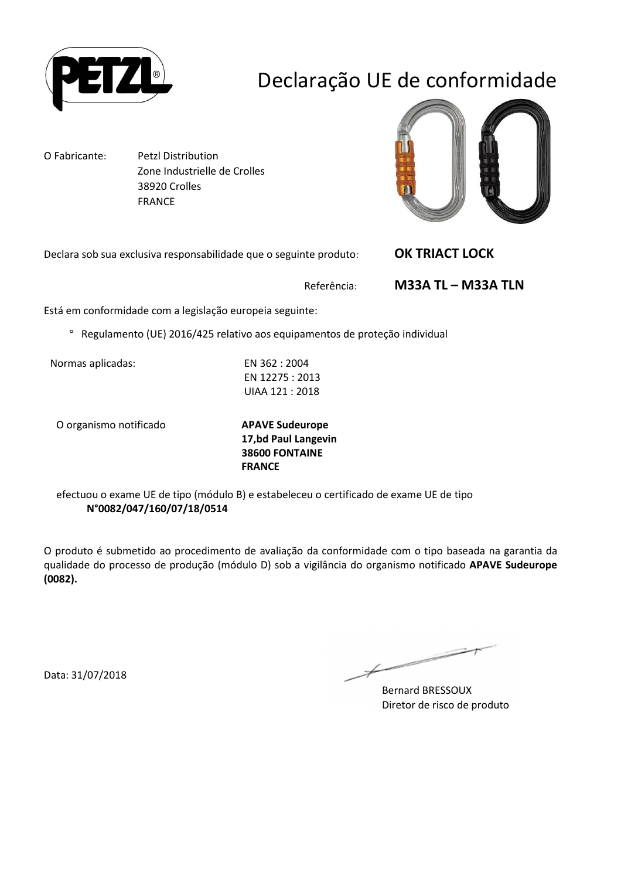# Declaração UE de conformidade

O Fabricante: Petzl Distribution
Zone Industrielle de Crolles
38920 Crolles
FRANCE

Declara sob sua exclusiva responsabilidade que o seguinte produto: **OK TRIACT LOCK**

Referência: **M33A TL – M33A TLN**

Está em conformidade com a legislação europeia seguinte:

° Regulamento (UE) 2016/425 relativo aos equipamentos de proteção individual

Normas aplicadas: EN 362 : 2004
EN 12275 : 2013
UIAA 121 : 2018

O organismo notificado **APAVE Sudeurope**
**17,bd Paul Langevin**
**38600 FONTAINE**
**FRANCE**

efectuou o exame UE de tipo (módulo B) e estabeleceu o certificado de exame UE de tipo
**N°0082/047/160/07/18/0514**

O produto é submetido ao procedimento de avaliação da conformidade com o tipo baseada na garantia da qualidade do processo de produção (módulo D) sob a vigilância do organismo notificado **APAVE Sudeurope (0082).**

Data: 31/07/2018

Bernard BRESSOUX
Diretor de risco de produto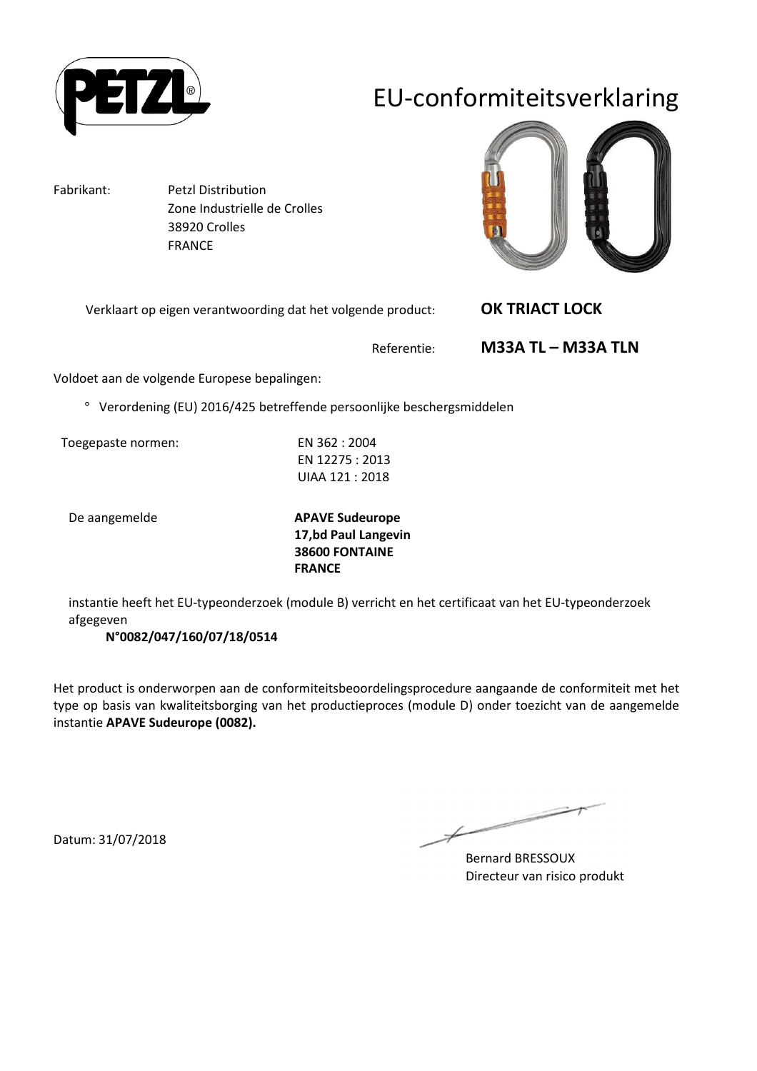# EU-conformiteitsverklaring

Fabrikant: Petzl Distribution
Zone Industrielle de Crolles
38920 Crolles
FRANCE

Verklaart op eigen verantwoording dat het volgende product: **OK TRIACT LOCK**

Referentie: **M33A TL – M33A TLN**

Voldoet aan de volgende Europese bepalingen:

° Verordening (EU) 2016/425 betreffende persoonlijke beschergsmiddelen

Toegepaste normen: EN 362 : 2004
EN 12275 : 2013
UIAA 121 : 2018

De aangemelde **APAVE Sudeurope**
**17,bd Paul Langevin**
**38600 FONTAINE**
**FRANCE**

instantie heeft het EU-typeonderzoek (module B) verricht en het certificaat van het EU-typeonderzoek afgegeven
**N°0082/047/160/07/18/0514**

Het product is onderworpen aan de conformiteitsbeoordelingsprocedure aangaande de conformiteit met het type op basis van kwaliteitsborging van het productieproces (module D) onder toezicht van de aangemelde instantie **APAVE Sudeurope (0082).**

Datum: 31/07/2018

Bernard BRESSOUX
Directeur van risico produkt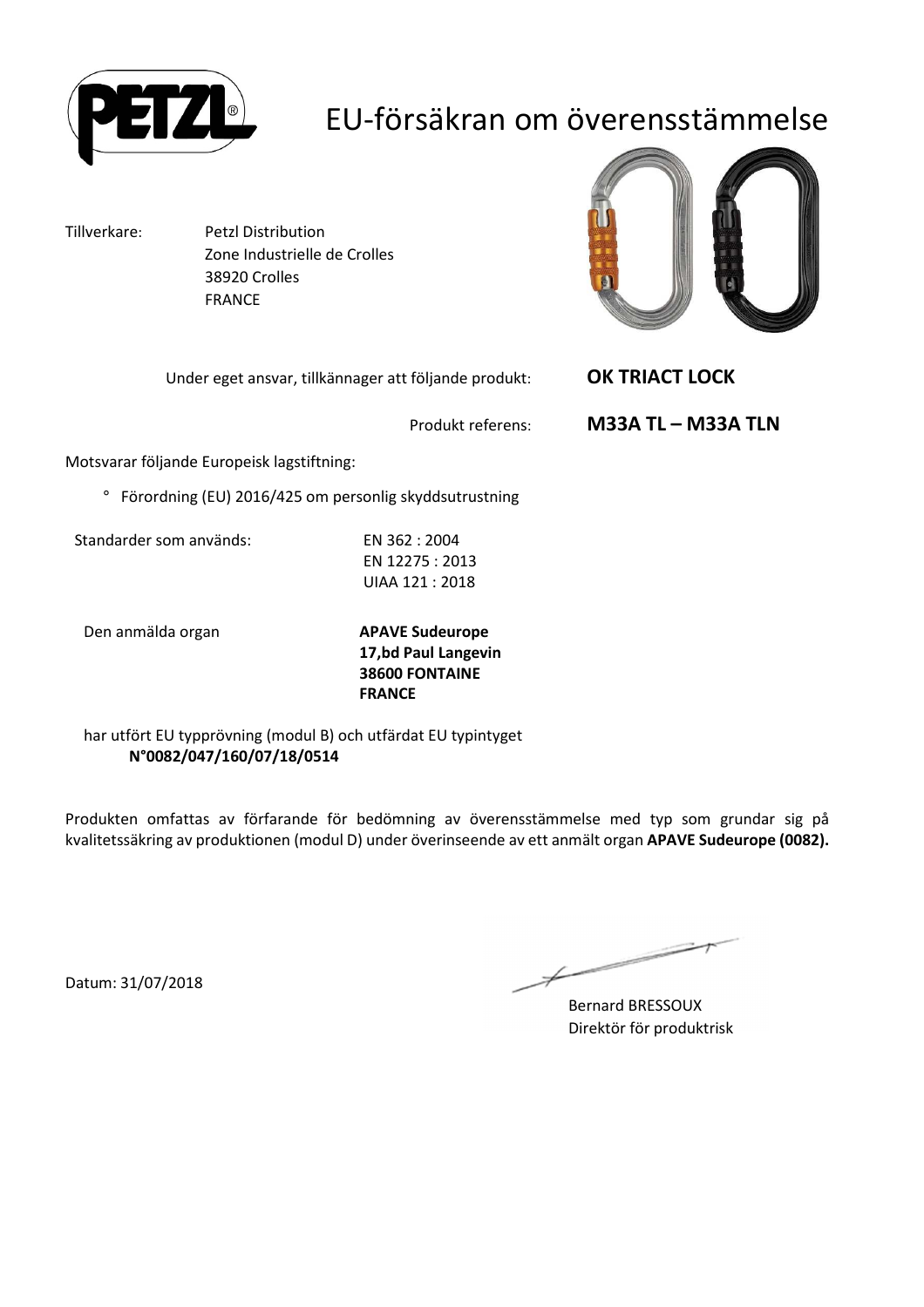# EU-försäkran om överensstämmelse

Tillverkare: Petzl Distribution
Zone Industrielle de Crolles
38920 Crolles
FRANCE

Under eget ansvar, tillkännager att följande produkt: **OK TRIACT LOCK**

Produkt referens: **M33A TL – M33A TLN**

Motsvarar följande Europeisk lagstiftning:

° Förordning (EU) 2016/425 om personlig skyddsutrustning

Standarder som används:
EN 362 : 2004
EN 12275 : 2013
UIAA 121 : 2018

Den anmälda organ
**APAVE Sudeurope**
**17,bd Paul Langevin**
**38600 FONTAINE**
**FRANCE**

har utfört EU typprövning (modul B) och utfärdat EU typintyget
**N°0082/047/160/07/18/0514**

Produkten omfattas av förfarande för bedömning av överensstämmelse med typ som grundar sig på kvalitetssäkring av produktionen (modul D) under överinseende av ett anmält organ **APAVE Sudeurope (0082).**

Datum: 31/07/2018

Bernard BRESSOUX
Direktör för produktrisk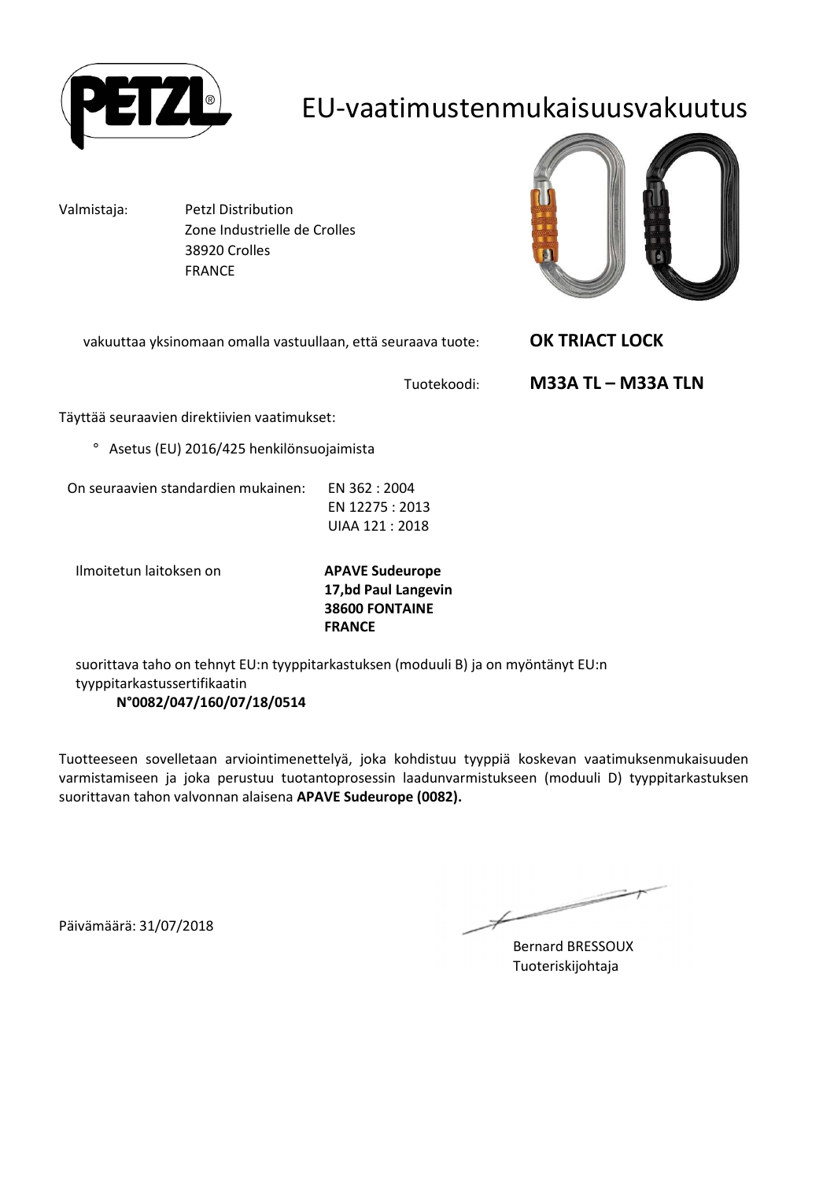# EU-vaatimustenmukaisuusvakuutus

Valmistaja: Petzl Distribution
Zone Industrielle de Crolles
38920 Crolles
FRANCE

vakuuttaa yksinomaan omalla vastuullaan, että seuraava tuote: **OK TRIACT LOCK**

Tuotekoodi: **M33A TL – M33A TLN**

Täyttää seuraavien direktiivien vaatimukset:

° Asetus (EU) 2016/425 henkilönsuojaimista

On seuraavien standardien mukainen: EN 362 : 2004
EN 12275 : 2013
UIAA 121 : 2018

Ilmoitetun laitoksen on **APAVE Sudeurope**
**17,bd Paul Langevin**
**38600 FONTAINE**
**FRANCE**

suorittava taho on tehnyt EU:n tyyppitarkastuksen (moduuli B) ja on myöntänyt EU:n tyyppitarkastussertifikaatin
**N°0082/047/160/07/18/0514**

Tuotteeseen sovelletaan arviointimenettelyä, joka kohdistuu tyyppiä koskevan vaatimuksenmukaisuuden varmistamiseen ja joka perustuu tuotantoprosessin laadunvarmistukseen (moduuli D) tyyppitarkastuksen suorittavan tahon valvonnan alaisena **APAVE Sudeurope (0082).**

Päivämäärä: 31/07/2018

Bernard BRESSOUX
Tuoteriskijohtaja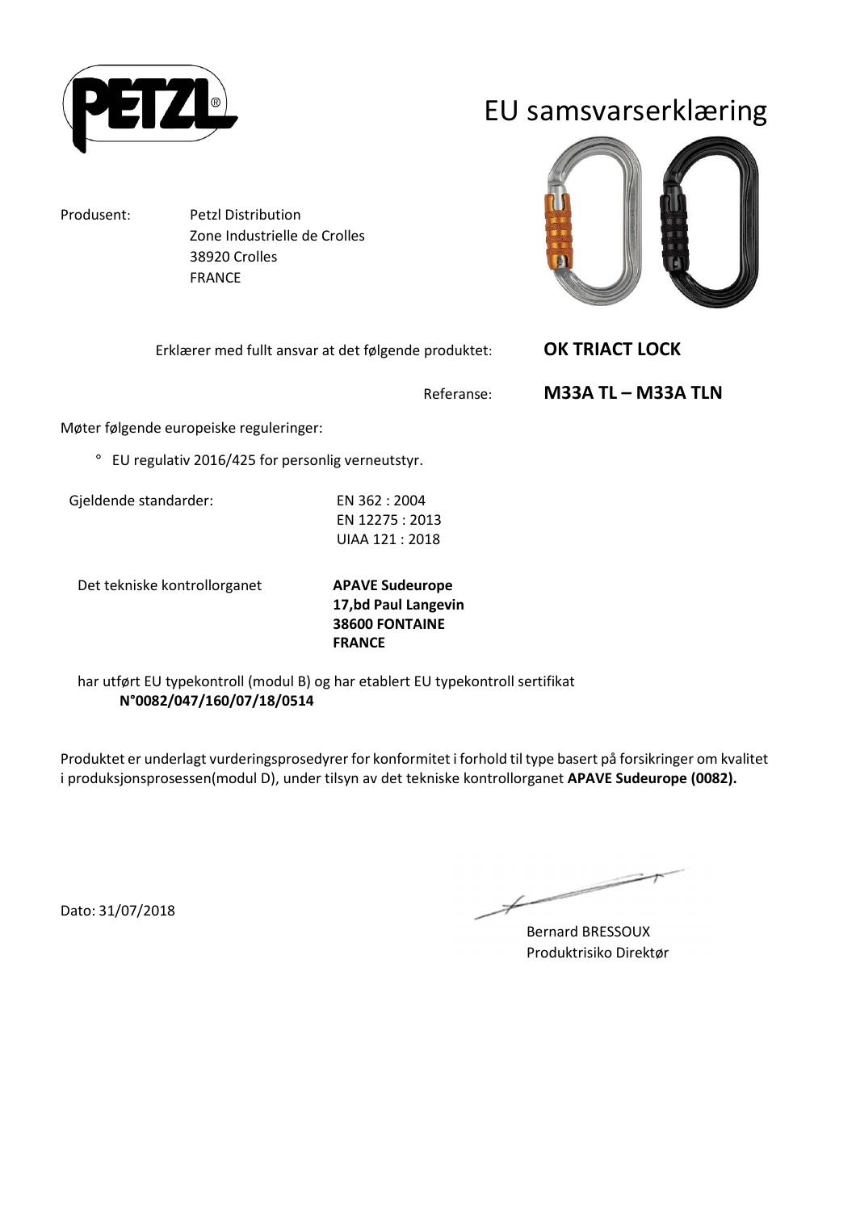PETZL®

# EU samsvarserklæring

Produsent: Petzl Distribution
Zone Industrielle de Crolles
38920 Crolles
FRANCE

Erklærer med fullt ansvar at det følgende produktet: **OK TRIACT LOCK**

Referanse: **M33A TL – M33A TLN**

Møter følgende europeiske reguleringer:

° EU regulativ 2016/425 for personlig verneutstyr.

Gjeldende standarder: EN 362 : 2004
EN 12275 : 2013
UIAA 121 : 2018

Det tekniske kontrollorganet **APAVE Sudeurope**
**17,bd Paul Langevin**
**38600 FONTAINE**
**FRANCE**

har utført EU typekontroll (modul B) og har etablert EU typekontroll sertifikat
**N°0082/047/160/07/18/0514**

Produktet er underlagt vurderingsprosedyrer for konformitet i forhold til type basert på forsikringer om kvalitet i produksjonsprosessen(modul D), under tilsyn av det tekniske kontrollorganet **APAVE Sudeurope (0082).**

Dato: 31/07/2018

Bernard BRESSOUX
Produktrisiko Direktør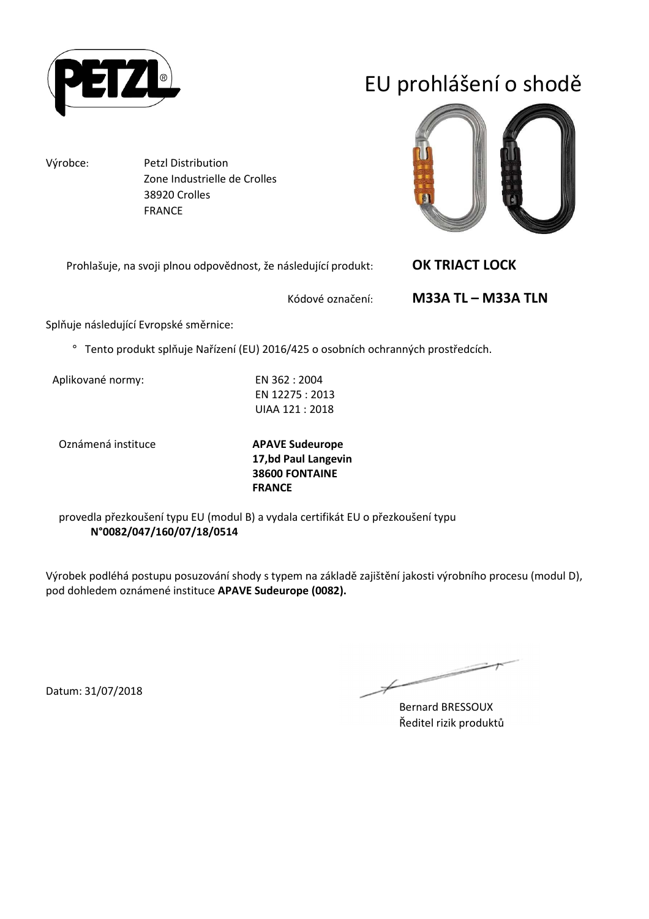# EU prohlášení o shodě

Výrobce: Petzl Distribution
Zone Industrielle de Crolles
38920 Crolles
FRANCE

Prohlašuje, na svoji plnou odpovědnost, že následující produkt: **OK TRIACT LOCK**

Kódové označení: **M33A TL – M33A TLN**

Splňuje následující Evropské směrnice:

- Tento produkt splňuje Nařízení (EU) 2016/425 o osobních ochranných prostředcích.

Aplikované normy:
EN 362 : 2004
EN 12275 : 2013
UIAA 121 : 2018

Oznámená instituce
**APAVE Sudeurope**
**17,bd Paul Langevin**
**38600 FONTAINE**
**FRANCE**

provedla přezkoušení typu EU (modul B) a vydala certifikát EU o přezkoušení typu
**N°0082/047/160/07/18/0514**

Výrobek podléhá postupu posuzování shody s typem na základě zajištění jakosti výrobního procesu (modul D), pod dohledem oznámené instituce **APAVE Sudeurope (0082).**

Datum: 31/07/2018

Bernard BRESSOUX
Ředitel rizik produktů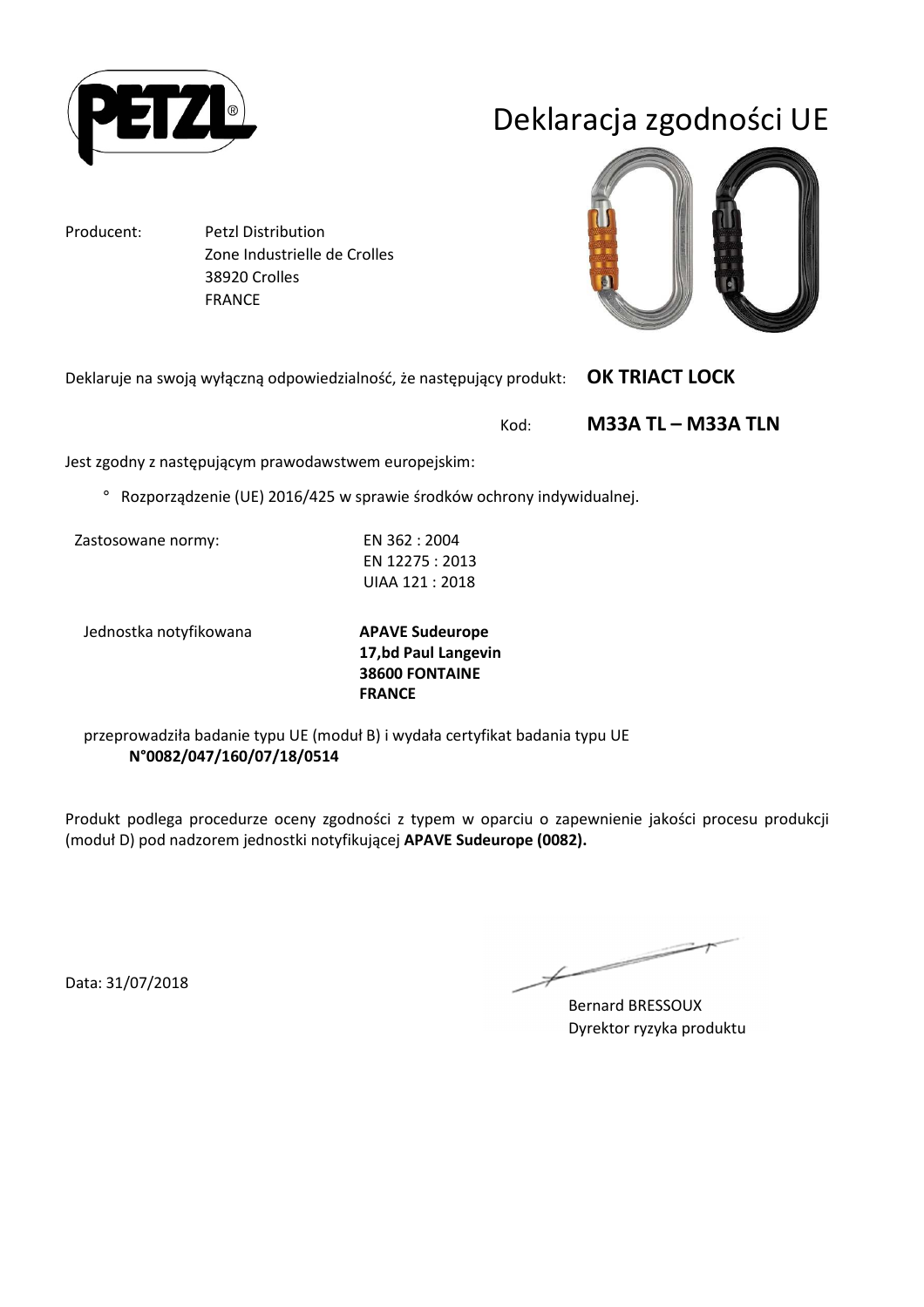# Deklaracja zgodności UE

Producent: Petzl Distribution
Zone Industrielle de Crolles
38920 Crolles
FRANCE

Deklaruje na swoją wyłączną odpowiedzialność, że następujący produkt: **OK TRIACT LOCK**

Kod: **M33A TL – M33A TLN**

Jest zgodny z następującym prawodawstwem europejskim:

- Rozporządzenie (UE) 2016/425 w sprawie środków ochrony indywidualnej.

Zastosowane normy:
EN 362 : 2004
EN 12275 : 2013
UIAA 121 : 2018

Jednostka notyfikowana
**APAVE Sudeurope**
**17,bd Paul Langevin**
**38600 FONTAINE**
**FRANCE**

przeprowadziła badanie typu UE (moduł B) i wydała certyfikat badania typu UE
**N°0082/047/160/07/18/0514**

Produkt podlega procedurze oceny zgodności z typem w oparciu o zapewnienie jakości procesu produkcji (moduł D) pod nadzorem jednostki notyfikującej **APAVE Sudeurope (0082).**

Data: 31/07/2018

Bernard BRESSOUX
Dyrektor ryzyka produktu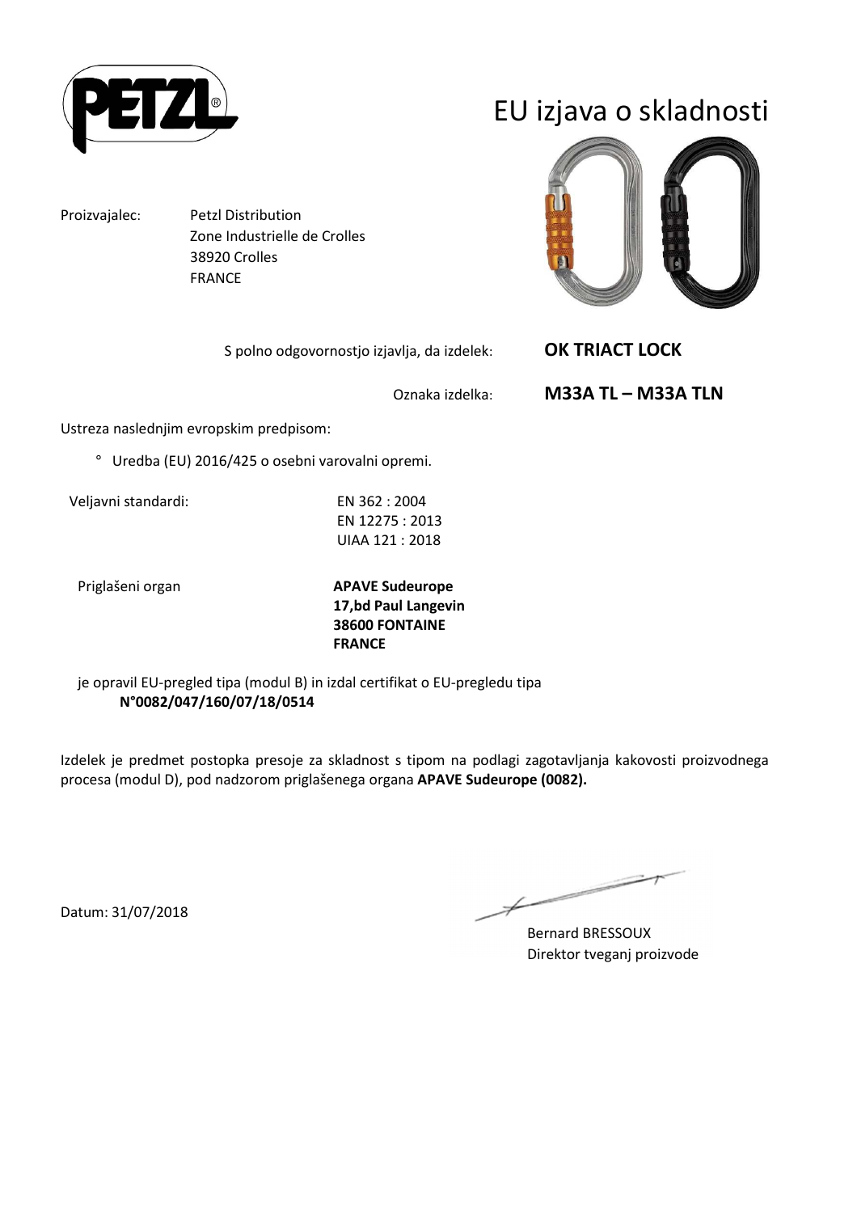# EU izjava o skladnosti

Proizvajalec: Petzl Distribution
Zone Industrielle de Crolles
38920 Crolles
FRANCE

S polno odgovornostjo izjavlja, da izdelek: **OK TRIACT LOCK**

Oznaka izdelka: **M33A TL – M33A TLN**

Ustreza naslednjim evropskim predpisom:

- Uredba (EU) 2016/425 o osebni varovalni opremi.

Veljavni standardi: EN 362 : 2004
EN 12275 : 2013
UIAA 121 : 2018

Priglašeni organ **APAVE Sudeurope**
**17,bd Paul Langevin**
**38600 FONTAINE**
**FRANCE**

je opravil EU-pregled tipa (modul B) in izdal certifikat o EU-pregledu tipa
**N°0082/047/160/07/18/0514**

Izdelek je predmet postopka presoje za skladnost s tipom na podlagi zagotavljanja kakovosti proizvodnega procesa (modul D), pod nadzorom priglašenega organa **APAVE Sudeurope (0082).**

Datum: 31/07/2018

Bernard BRESSOUX
Direktor tveganj proizvode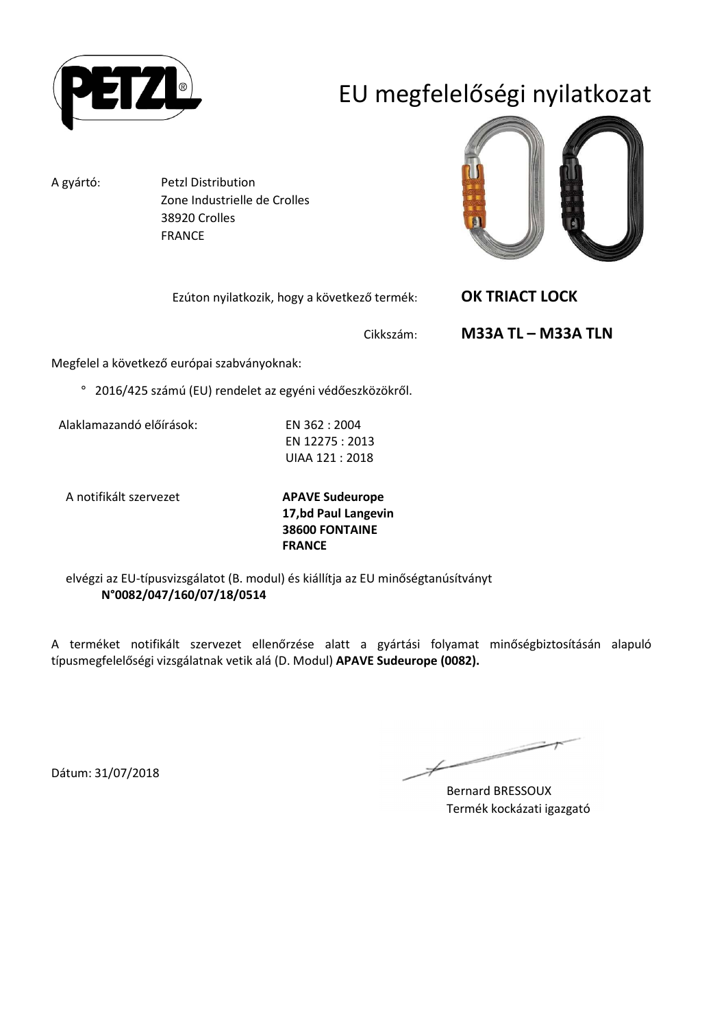# EU megfelelőségi nyilatkozat

A gyártó: Petzl Distribution
Zone Industrielle de Crolles
38920 Crolles
FRANCE

Ezúton nyilatkozik, hogy a következő termék: **OK TRIACT LOCK**

Cikkszám: **M33A TL – M33A TLN**

Megfelel a következő európai szabványoknak:

° 2016/425 számú (EU) rendelet az egyéni védőeszközökről.

Alaklamazandó előírások:
EN 362 : 2004
EN 12275 : 2013
UIAA 121 : 2018

A notifikált szervezet
**APAVE Sudeurope**
**17,bd Paul Langevin**
**38600 FONTAINE**
**FRANCE**

elvégzi az EU-típusvizsgálatot (B. modul) és kiállítja az EU minőségtanúsítványt
**N°0082/047/160/07/18/0514**

A terméket notifikált szervezet ellenőrzése alatt a gyártási folyamat minőségbiztosításán alapuló típusmegfelelőségi vizsgálatnak vetik alá (D. Modul) **APAVE Sudeurope (0082).**

Dátum: 31/07/2018

Bernard BRESSOUX
Termék kockázati igazgató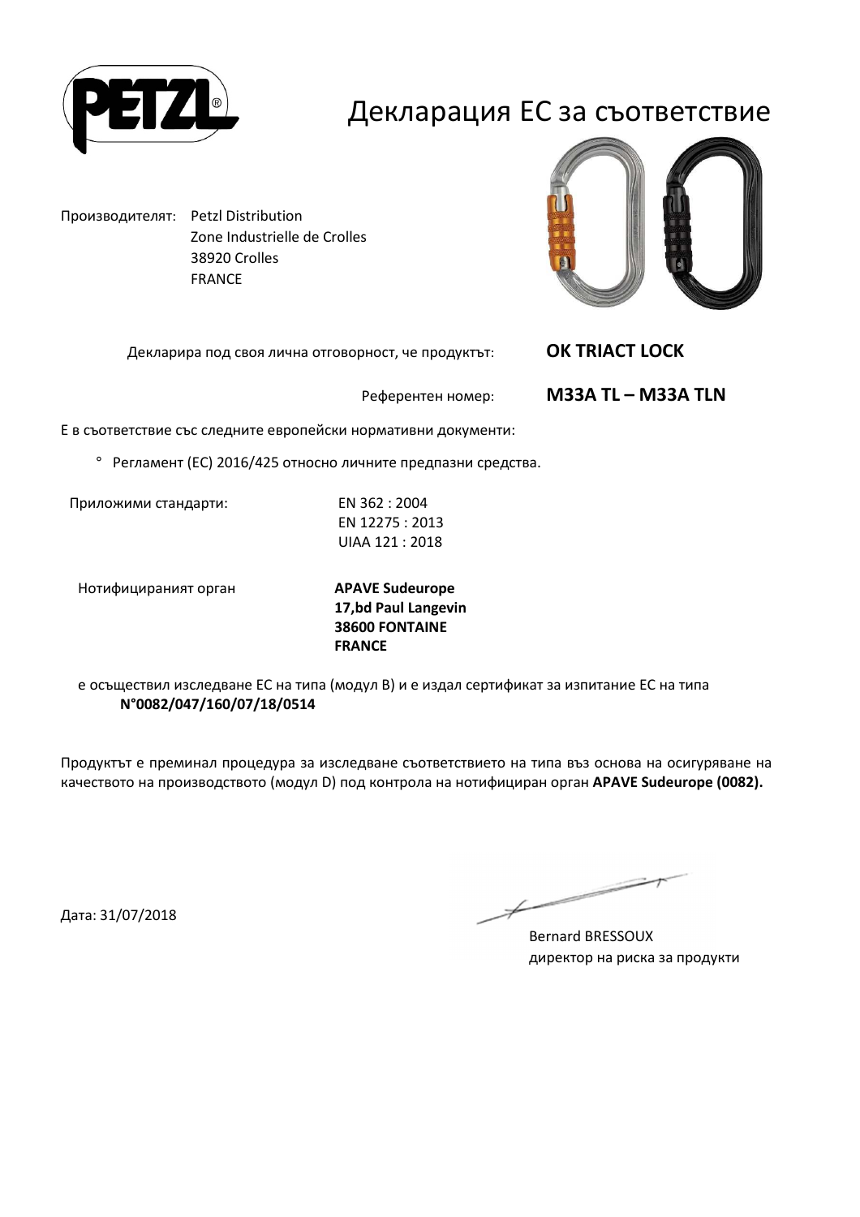# Декларация ЕС за съответствие

Производителят: Petzl Distribution
Zone Industrielle de Crolles
38920 Crolles
FRANCE

Декларира под своя лична отговорност, че продуктът: **OK TRIACT LOCK**

Референтен номер: **M33A TL – M33A TLN**

Е в съответствие със следните европейски нормативни документи:

° Регламент (ЕС) 2016/425 относно личните предпазни средства.

Приложими стандарти:
EN 362 : 2004
EN 12275 : 2013
UIAA 121 : 2018

Нотифицираният орган
**APAVE Sudeurope**
**17,bd Paul Langevin**
**38600 FONTAINE**
**FRANCE**

е осъществил изследване ЕС на типа (модул B) и е издал сертификат за изпитание ЕС на типа
**N°0082/047/160/07/18/0514**

Продуктът е преминал процедура за изследване съответствието на типа въз основа на осигуряване на качеството на производството (модул D) под контрола на нотифициран орган **APAVE Sudeurope (0082).**

Дата: 31/07/2018

Bernard BRESSOUX
директор на риска за продукти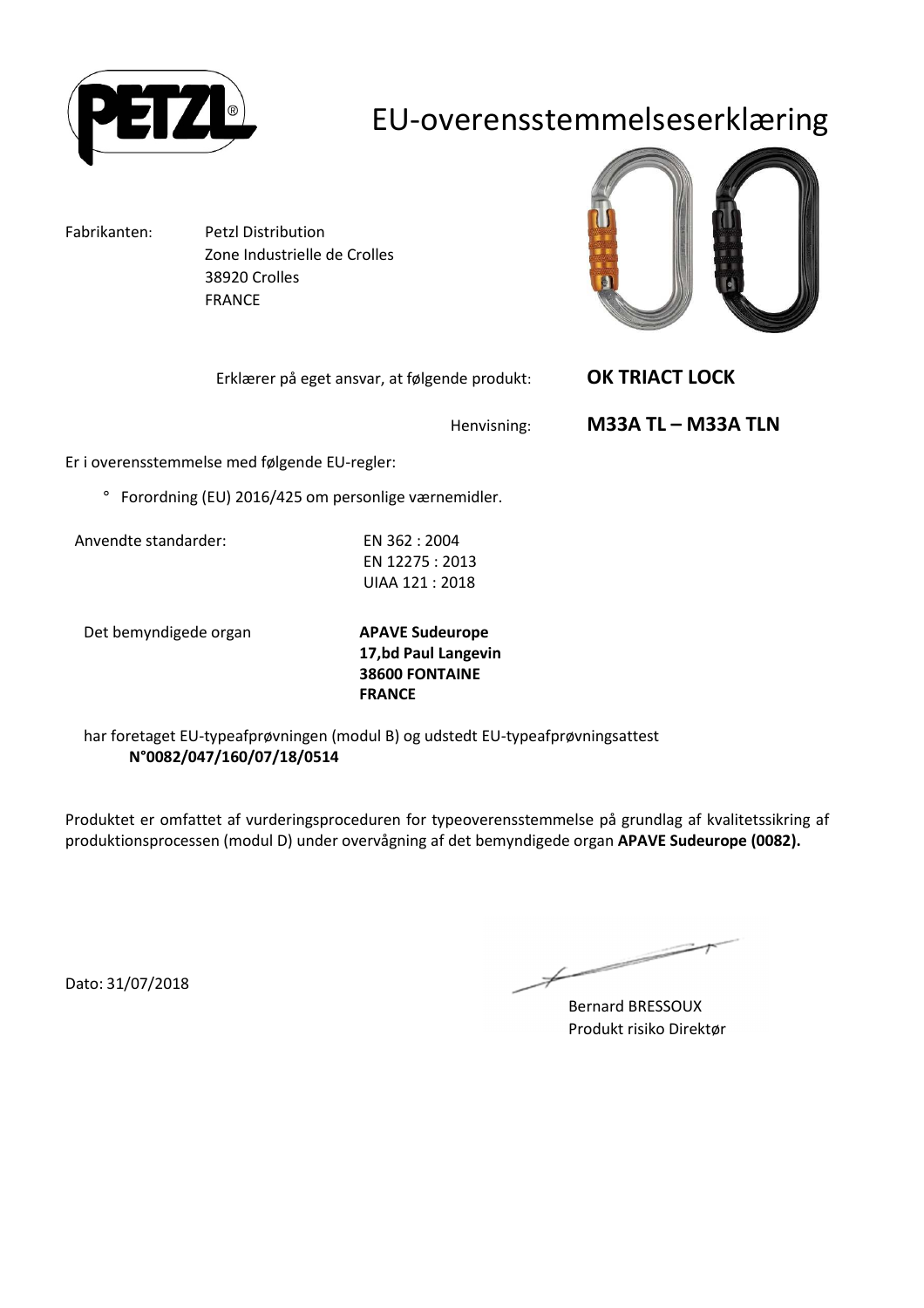# EU-overensstemmelseserklæring

Fabrikanten: Petzl Distribution
Zone Industrielle de Crolles
38920 Crolles
FRANCE

Erklærer på eget ansvar, at følgende produkt: **OK TRIACT LOCK**

Henvisning: **M33A TL – M33A TLN**

Er i overensstemmelse med følgende EU-regler:

° Forordning (EU) 2016/425 om personlige værnemidler.

Anvendte standarder:
EN 362 : 2004
EN 12275 : 2013
UIAA 121 : 2018

Det bemyndigede organ
**APAVE Sudeurope**
**17,bd Paul Langevin**
**38600 FONTAINE**
**FRANCE**

har foretaget EU-typeafprøvningen (modul B) og udstedt EU-typeafprøvningsattest
**N°0082/047/160/07/18/0514**

Produktet er omfattet af vurderingsproceduren for typeoverensstemmelse på grundlag af kvalitetssikring af produktionsprocessen (modul D) under overvågning af det bemyndigede organ **APAVE Sudeurope (0082).**

Dato: 31/07/2018

Bernard BRESSOUX
Produkt risiko Direktør